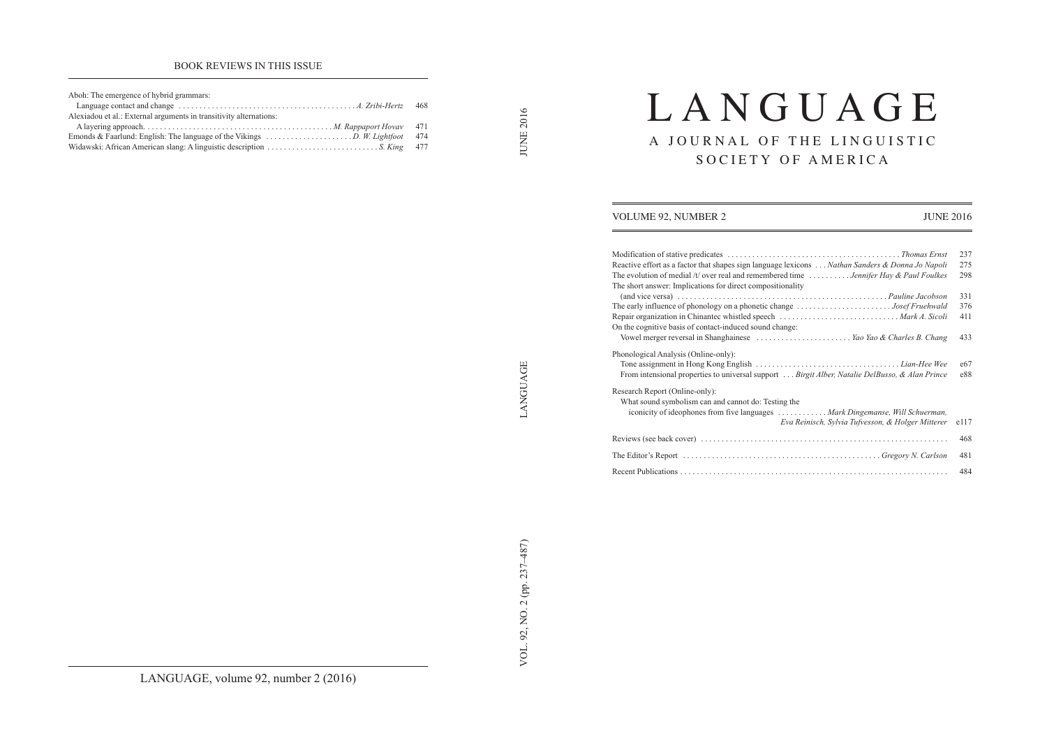## BOOK REVIEWS IN THIS ISSUE

| | | |
|---|---|---|
| Aboh: The emergence of hybrid grammars: Language contact and change | *A. Zribi-Hertz* | 468 |
| Alexiadou et al.: External arguments in transitivity alternations: A layering approach. | *M. Rappaport Hovav* | 471 |
| Emonds & Faarlund: English: The language of the Vikings | *D. W. Lightfoot* | 474 |
| Widawski: African American slang: A linguistic description | *S. King* | 477 |

LANGUAGE, volume 92, number 2 (2016)

JUNE 2016

LANGUAGE

VOL. 92, NO. 2 (pp. 237–487)

# LANGUAGE

## A JOURNAL OF THE LINGUISTIC SOCIETY OF AMERICA

VOLUME 92, NUMBER 2 — JUNE 2016

| | | |
|---|---|---|
| Modification of stative predicates | *Thomas Ernst* | 237 |
| Reactive effort as a factor that shapes sign language lexicons | *Nathan Sanders & Donna Jo Napoli* | 275 |
| The evolution of medial /t/ over real and remembered time | *Jennifer Hay & Paul Foulkes* | 298 |
| The short answer: Implications for direct compositionality (and vice versa) | *Pauline Jacobson* | 331 |
| The early influence of phonology on a phonetic change | *Josef Fruehwald* | 376 |
| Repair organization in Chinantec whistled speech | *Mark A. Sicoli* | 411 |
| On the cognitive basis of contact-induced sound change: Vowel merger reversal in Shanghainese | *Yao Yao & Charles B. Chang* | 433 |
| Phonological Analysis (Online-only): | | |
| Tone assignment in Hong Kong English | *Lian-Hee Wee* | e67 |
| From intensional properties to universal support | *Birgit Alber, Natalie DelBusso, & Alan Prince* | e88 |
| Research Report (Online-only): | | |
| What sound symbolism can and cannot do: Testing the iconicity of ideophones from five languages | *Mark Dingemanse, Will Schuerman, Eva Reinisch, Sylvia Tufvesson, & Holger Mitterer* | e117 |
| Reviews (see back cover) | | 468 |
| The Editor's Report | *Gregory N. Carlson* | 481 |
| Recent Publications | | 484 |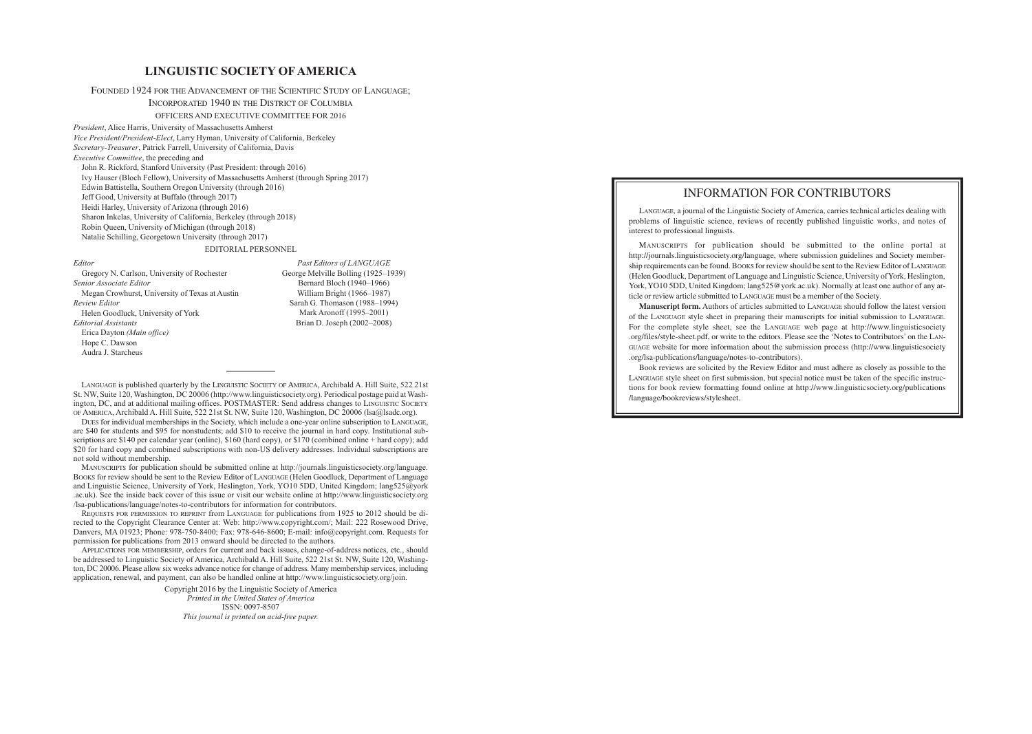# LINGUISTIC SOCIETY OF AMERICA

FOUNDED 1924 FOR THE ADVANCEMENT OF THE SCIENTIFIC STUDY OF LANGUAGE;
INCORPORATED 1940 IN THE DISTRICT OF COLUMBIA

OFFICERS AND EXECUTIVE COMMITTEE FOR 2016

*President*, Alice Harris, University of Massachusetts Amherst
*Vice President/President-Elect*, Larry Hyman, University of California, Berkeley
*Secretary-Treasurer*, Patrick Farrell, University of California, Davis
*Executive Committee*, the preceding and
John R. Rickford, Stanford University (Past President: through 2016)
Ivy Hauser (Bloch Fellow), University of Massachusetts Amherst (through Spring 2017)
Edwin Battistella, Southern Oregon University (through 2016)
Jeff Good, University at Buffalo (through 2017)
Heidi Harley, University of Arizona (through 2016)
Sharon Inkelas, University of California, Berkeley (through 2018)
Robin Queen, University of Michigan (through 2018)
Natalie Schilling, Georgetown University (through 2017)

EDITORIAL PERSONNEL

*Editor*
Gregory N. Carlson, University of Rochester
*Senior Associate Editor*
Megan Crowhurst, University of Texas at Austin
*Review Editor*
Helen Goodluck, University of York
*Editorial Assistants*
Erica Dayton *(Main office)*
Hope C. Dawson
Audra J. Starcheus

*Past Editors of LANGUAGE*
George Melville Bolling (1925–1939)
Bernard Bloch (1940–1966)
William Bright (1966–1987)
Sarah G. Thomason (1988–1994)
Mark Aronoff (1995–2001)
Brian D. Joseph (2002–2008)

---

LANGUAGE is published quarterly by the LINGUISTIC SOCIETY OF AMERICA, Archibald A. Hill Suite, 522 21st St. NW, Suite 120, Washington, DC 20006 (http://www.linguisticsociety.org). Periodical postage paid at Washington, DC, and at additional mailing offices. POSTMASTER: Send address changes to LINGUISTIC SOCIETY OF AMERICA, Archibald A. Hill Suite, 522 21st St. NW, Suite 120, Washington, DC 20006 (lsa@lsadc.org).

DUES for individual memberships in the Society, which include a one-year online subscription to LANGUAGE, are $40 for students and $95 for nonstudents; add $10 to receive the journal in hard copy. Institutional subscriptions are $140 per calendar year (online), $160 (hard copy), or $170 (combined online + hard copy); add $20 for hard copy and combined subscriptions with non-US delivery addresses. Individual subscriptions are not sold without membership.

MANUSCRIPTS for publication should be submitted online at http://journals.linguisticsociety.org/language. BOOKS for review should be sent to the Review Editor of LANGUAGE (Helen Goodluck, Department of Language and Linguistic Science, University of York, Heslington, York, YO10 5DD, United Kingdom; lang525@york.ac.uk). See the inside back cover of this issue or visit our website online at http://www.linguisticsociety.org/lsa-publications/language/notes-to-contributors for information for contributors.

REQUESTS FOR PERMISSION TO REPRINT from LANGUAGE for publications from 1925 to 2012 should be directed to the Copyright Clearance Center at: Web: http://www.copyright.com/; Mail: 222 Rosewood Drive, Danvers, MA 01923; Phone: 978-750-8400; Fax: 978-646-8600; E-mail: info@copyright.com. Requests for permission for publications from 2013 onward should be directed to the authors.

APPLICATIONS FOR MEMBERSHIP, orders for current and back issues, change-of-address notices, etc., should be addressed to Linguistic Society of America, Archibald A. Hill Suite, 522 21st St. NW, Suite 120, Washington, DC 20006. Please allow six weeks advance notice for change of address. Many membership services, including application, renewal, and payment, can also be handled online at http://www.linguisticsociety.org/join.

Copyright 2016 by the Linguistic Society of America
*Printed in the United States of America*
ISSN: 0097-8507
*This journal is printed on acid-free paper.*

## INFORMATION FOR CONTRIBUTORS

LANGUAGE, a journal of the Linguistic Society of America, carries technical articles dealing with problems of linguistic science, reviews of recently published linguistic works, and notes of interest to professional linguists.

MANUSCRIPTS for publication should be submitted to the online portal at http://journals.linguisticsociety.org/language, where submission guidelines and Society membership requirements can be found. BOOKS for review should be sent to the Review Editor of LANGUAGE (Helen Goodluck, Department of Language and Linguistic Science, University of York, Heslington, York, YO10 5DD, United Kingdom; lang525@york.ac.uk). Normally at least one author of any article or review article submitted to LANGUAGE must be a member of the Society.

**Manuscript form.** Authors of articles submitted to LANGUAGE should follow the latest version of the LANGUAGE style sheet in preparing their manuscripts for initial submission to LANGUAGE. For the complete style sheet, see the LANGUAGE web page at http://www.linguisticsociety.org/files/style-sheet.pdf, or write to the editors. Please see the 'Notes to Contributors' on the LANGUAGE website for more information about the submission process (http://www.linguisticsociety.org/lsa-publications/language/notes-to-contributors).

Book reviews are solicited by the Review Editor and must adhere as closely as possible to the LANGUAGE style sheet on first submission, but special notice must be taken of the specific instructions for book review formatting found online at http://www.linguisticsociety.org/publications/language/bookreviews/stylesheet.